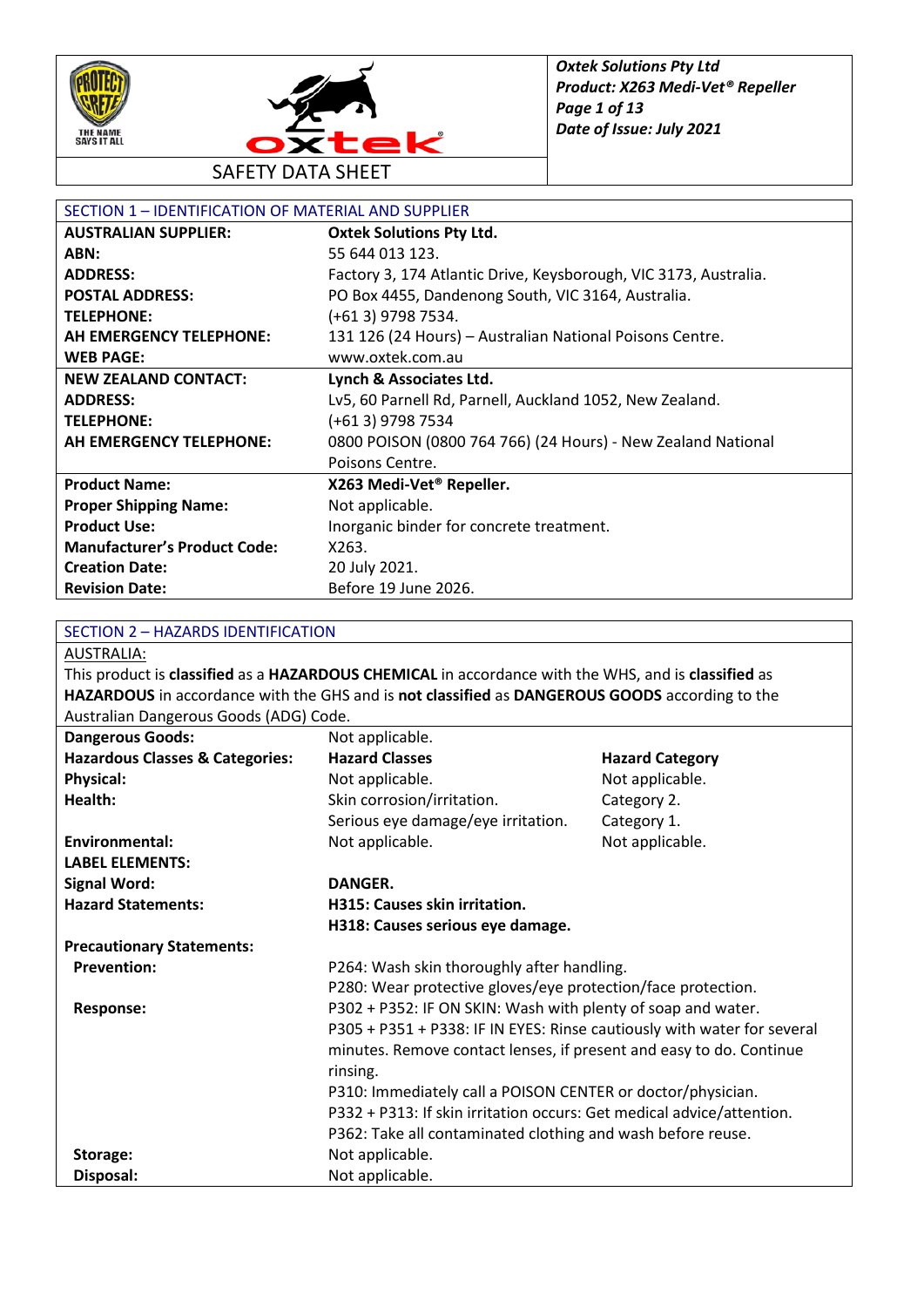# SAFETY DATA SHEET

**Oxtek Solutions Pty Ltd**
**Product: X263 Medi-Vet® Repeller**
**Date of Issue: July 2021**

## SECTION 1 – IDENTIFICATION OF MATERIAL AND SUPPLIER

| | |
|---|---|
| **AUSTRALIAN SUPPLIER:** | **Oxtek Solutions Pty Ltd.** |
| **ABN:** | 55 644 013 123. |
| **ADDRESS:** | Factory 3, 174 Atlantic Drive, Keysborough, VIC 3173, Australia. |
| **POSTAL ADDRESS:** | PO Box 4455, Dandenong South, VIC 3164, Australia. |
| **TELEPHONE:** | (+61 3) 9798 7534. |
| **AH EMERGENCY TELEPHONE:** | 131 126 (24 Hours) – Australian National Poisons Centre. |
| **WEB PAGE:** | www.oxtek.com.au |
| **NEW ZEALAND CONTACT:** | **Lynch & Associates Ltd.** |
| **ADDRESS:** | Lv5, 60 Parnell Rd, Parnell, Auckland 1052, New Zealand. |
| **TELEPHONE:** | (+61 3) 9798 7534 |
| **AH EMERGENCY TELEPHONE:** | 0800 POISON (0800 764 766) (24 Hours) - New Zealand National Poisons Centre. |
| **Product Name:** | **X263 Medi-Vet® Repeller.** |
| **Proper Shipping Name:** | Not applicable. |
| **Product Use:** | Inorganic binder for concrete treatment. |
| **Manufacturer's Product Code:** | X263. |
| **Creation Date:** | 20 July 2021. |
| **Revision Date:** | Before 19 June 2026. |

## SECTION 2 – HAZARDS IDENTIFICATION

AUSTRALIA:

This product is **classified** as a **HAZARDOUS CHEMICAL** in accordance with the WHS, and is **classified** as **HAZARDOUS** in accordance with the GHS and is **not classified** as **DANGEROUS GOODS** according to the Australian Dangerous Goods (ADG) Code.

| | | |
|---|---|---|
| **Dangerous Goods:** | Not applicable. | |
| **Hazardous Classes & Categories:** | **Hazard Classes** | **Hazard Category** |
| **Physical:** | Not applicable. | Not applicable. |
| **Health:** | Skin corrosion/irritation. | Category 2. |
| | Serious eye damage/eye irritation. | Category 1. |
| **Environmental:** | Not applicable. | Not applicable. |

**LABEL ELEMENTS:**

| | |
|---|---|
| **Signal Word:** | **DANGER.** |
| **Hazard Statements:** | **H315: Causes skin irritation.** <br> **H318: Causes serious eye damage.** |

**Precautionary Statements:**

| | |
|---|---|
| **Prevention:** | P264: Wash skin thoroughly after handling. <br> P280: Wear protective gloves/eye protection/face protection. |
| **Response:** | P302 + P352: IF ON SKIN: Wash with plenty of soap and water. <br> P305 + P351 + P338: IF IN EYES: Rinse cautiously with water for several minutes. Remove contact lenses, if present and easy to do. Continue rinsing. <br> P310: Immediately call a POISON CENTER or doctor/physician. <br> P332 + P313: If skin irritation occurs: Get medical advice/attention. <br> P362: Take all contaminated clothing and wash before reuse. |
| **Storage:** | Not applicable. |
| **Disposal:** | Not applicable. |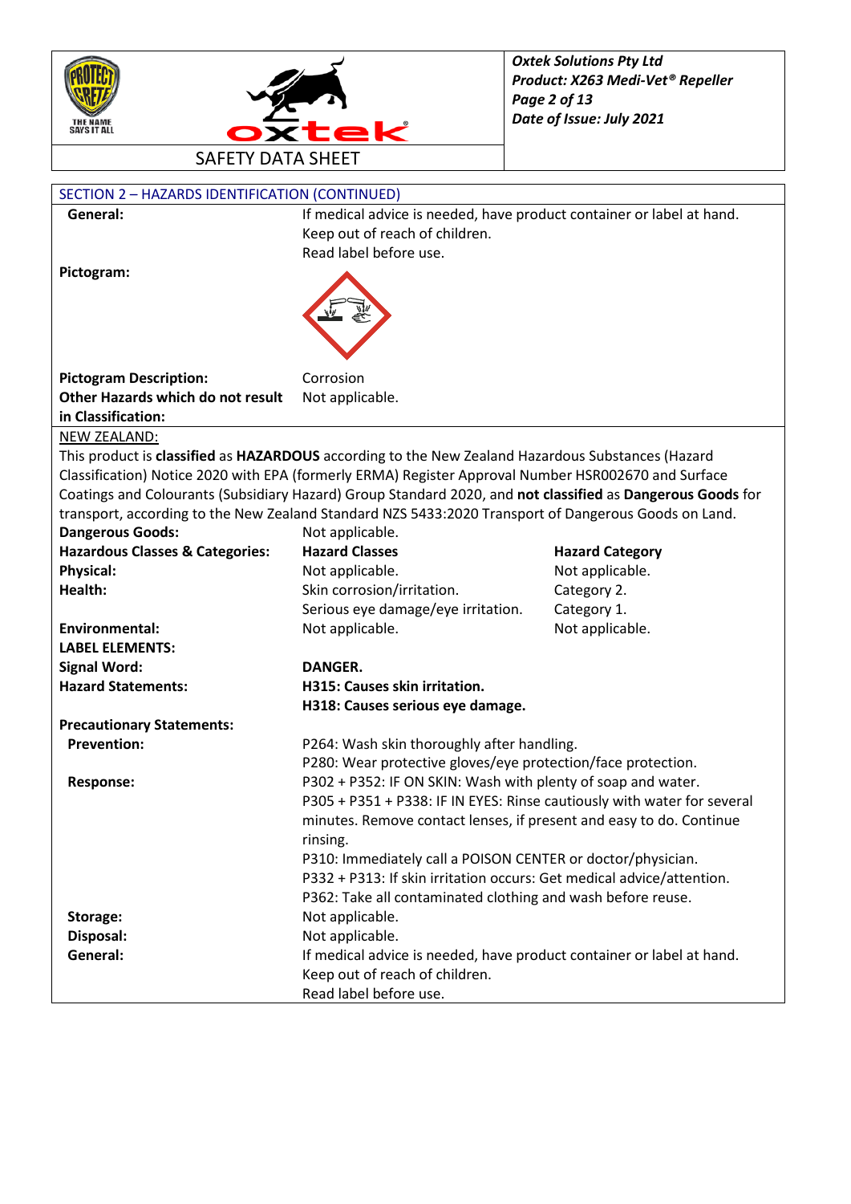## SECTION 2 – HAZARDS IDENTIFICATION (CONTINUED)

**General:** If medical advice is needed, have product container or label at hand.
Keep out of reach of children.
Read label before use.

**Pictogram:**

**Pictogram Description:** Corrosion

**Other Hazards which do not result in Classification:** Not applicable.

NEW ZEALAND:

This product is **classified** as **HAZARDOUS** according to the New Zealand Hazardous Substances (Hazard Classification) Notice 2020 with EPA (formerly ERMA) Register Approval Number HSR002670 and Surface Coatings and Colourants (Subsidiary Hazard) Group Standard 2020, and **not classified** as **Dangerous Goods** for transport, according to the New Zealand Standard NZS 5433:2020 Transport of Dangerous Goods on Land.

**Dangerous Goods:** Not applicable.

| **Hazardous Classes & Categories:** | **Hazard Classes** | **Hazard Category** |
|---|---|---|
| **Physical:** | Not applicable. | Not applicable. |
| **Health:** | Skin corrosion/irritation. | Category 2. |
| | Serious eye damage/eye irritation. | Category 1. |
| **Environmental:** | Not applicable. | Not applicable. |

**LABEL ELEMENTS:**

**Signal Word:** **DANGER.**

**Hazard Statements:**
**H315: Causes skin irritation.**
**H318: Causes serious eye damage.**

**Precautionary Statements:**

**Prevention:**
P264: Wash skin thoroughly after handling.
P280: Wear protective gloves/eye protection/face protection.

**Response:**
P302 + P352: IF ON SKIN: Wash with plenty of soap and water.
P305 + P351 + P338: IF IN EYES: Rinse cautiously with water for several minutes. Remove contact lenses, if present and easy to do. Continue rinsing.
P310: Immediately call a POISON CENTER or doctor/physician.
P332 + P313: If skin irritation occurs: Get medical advice/attention.
P362: Take all contaminated clothing and wash before reuse.

**Storage:** Not applicable.

**Disposal:** Not applicable.

**General:** If medical advice is needed, have product container or label at hand.
Keep out of reach of children.
Read label before use.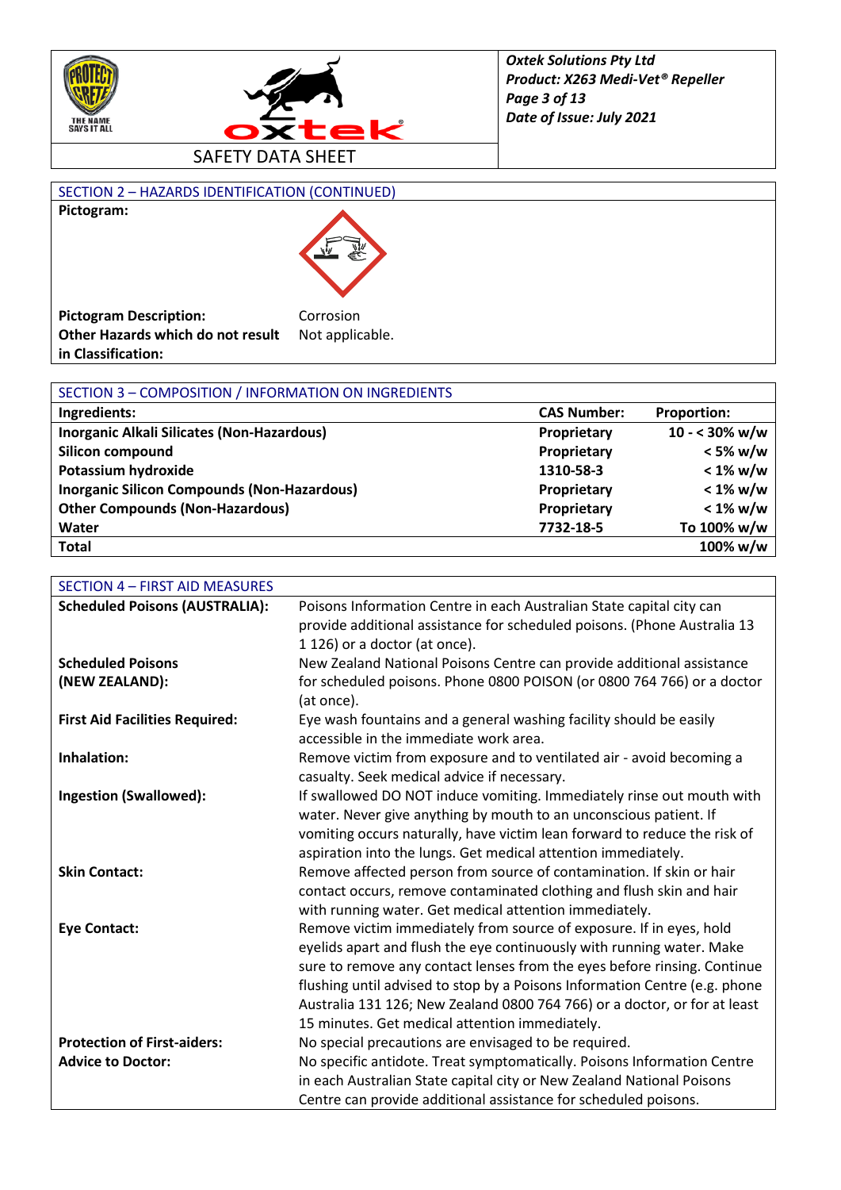## SECTION 2 – HAZARDS IDENTIFICATION (CONTINUED)

**Pictogram:**

**Pictogram Description:** Corrosion

**Other Hazards which do not result in Classification:** Not applicable.

## SECTION 3 – COMPOSITION / INFORMATION ON INGREDIENTS

| Ingredients: | CAS Number: | Proportion: |
|---|---|---|
| Inorganic Alkali Silicates (Non-Hazardous) | Proprietary | 10 - < 30% w/w |
| Silicon compound | Proprietary | < 5% w/w |
| Potassium hydroxide | 1310-58-3 | < 1% w/w |
| Inorganic Silicon Compounds (Non-Hazardous) | Proprietary | < 1% w/w |
| Other Compounds (Non-Hazardous) | Proprietary | < 1% w/w |
| Water | 7732-18-5 | To 100% w/w |
| **Total** | | **100% w/w** |

## SECTION 4 – FIRST AID MEASURES

**Scheduled Poisons (AUSTRALIA):** Poisons Information Centre in each Australian State capital city can provide additional assistance for scheduled poisons. (Phone Australia 13 1 126) or a doctor (at once).

**Scheduled Poisons (NEW ZEALAND):** New Zealand National Poisons Centre can provide additional assistance for scheduled poisons. Phone 0800 POISON (or 0800 764 766) or a doctor (at once).

**First Aid Facilities Required:** Eye wash fountains and a general washing facility should be easily accessible in the immediate work area.

**Inhalation:** Remove victim from exposure and to ventilated air - avoid becoming a casualty. Seek medical advice if necessary.

**Ingestion (Swallowed):** If swallowed DO NOT induce vomiting. Immediately rinse out mouth with water. Never give anything by mouth to an unconscious patient. If vomiting occurs naturally, have victim lean forward to reduce the risk of aspiration into the lungs. Get medical attention immediately.

**Skin Contact:** Remove affected person from source of contamination. If skin or hair contact occurs, remove contaminated clothing and flush skin and hair with running water. Get medical attention immediately.

**Eye Contact:** Remove victim immediately from source of exposure. If in eyes, hold eyelids apart and flush the eye continuously with running water. Make sure to remove any contact lenses from the eyes before rinsing. Continue flushing until advised to stop by a Poisons Information Centre (e.g. phone Australia 131 126; New Zealand 0800 764 766) or a doctor, or for at least 15 minutes. Get medical attention immediately.

**Protection of First-aiders:** No special precautions are envisaged to be required.

**Advice to Doctor:** No specific antidote. Treat symptomatically. Poisons Information Centre in each Australian State capital city or New Zealand National Poisons Centre can provide additional assistance for scheduled poisons.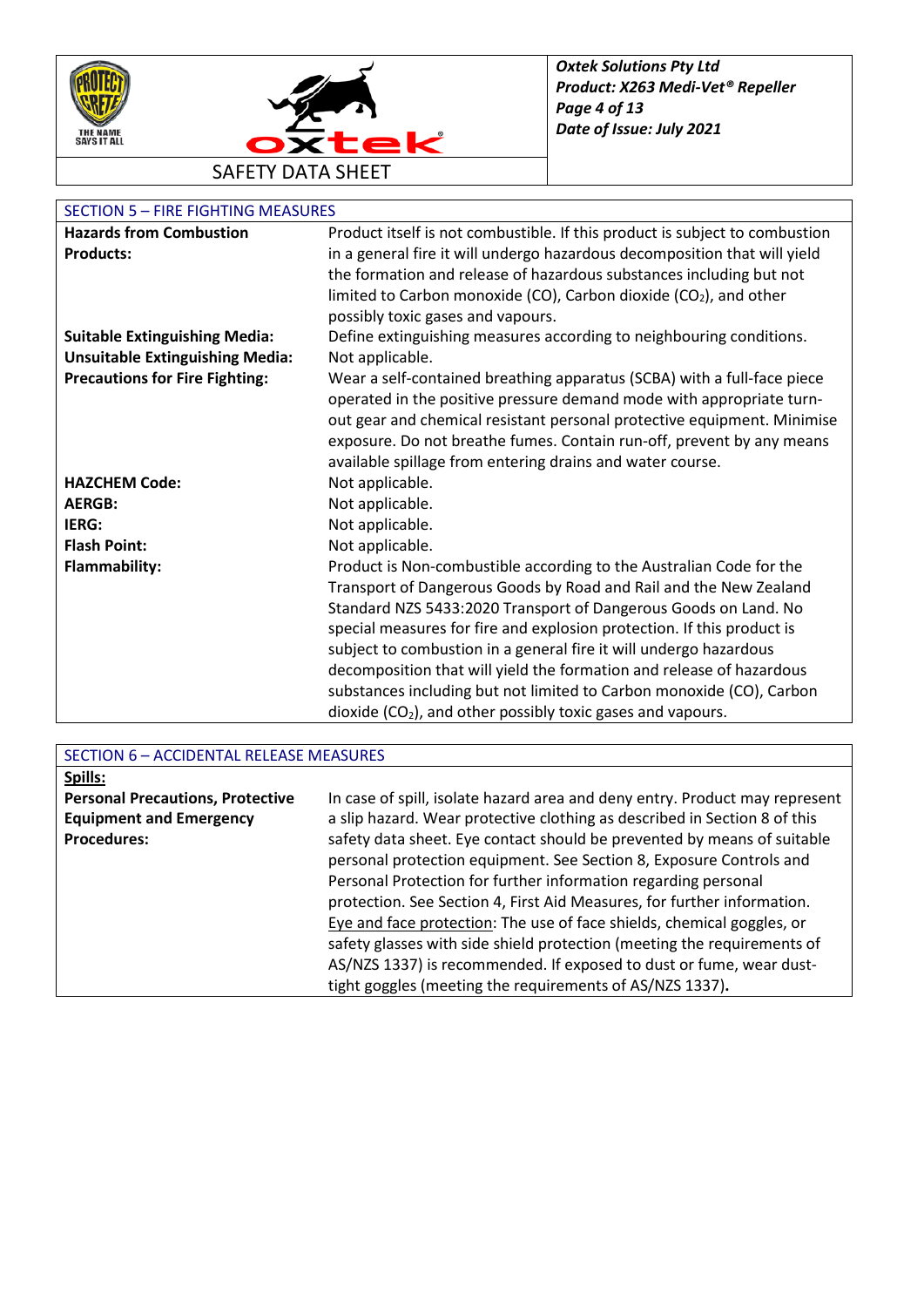## SECTION 5 – FIRE FIGHTING MEASURES

| | |
|---|---|
| **Hazards from Combustion Products:** | Product itself is not combustible. If this product is subject to combustion in a general fire it will undergo hazardous decomposition that will yield the formation and release of hazardous substances including but not limited to Carbon monoxide (CO), Carbon dioxide ($CO_2$), and other possibly toxic gases and vapours. |
| **Suitable Extinguishing Media:** | Define extinguishing measures according to neighbouring conditions. |
| **Unsuitable Extinguishing Media:** | Not applicable. |
| **Precautions for Fire Fighting:** | Wear a self-contained breathing apparatus (SCBA) with a full-face piece operated in the positive pressure demand mode with appropriate turn-out gear and chemical resistant personal protective equipment. Minimise exposure. Do not breathe fumes. Contain run-off, prevent by any means available spillage from entering drains and water course. |
| **HAZCHEM Code:** | Not applicable. |
| **AERGB:** | Not applicable. |
| **IERG:** | Not applicable. |
| **Flash Point:** | Not applicable. |
| **Flammability:** | Product is Non-combustible according to the Australian Code for the Transport of Dangerous Goods by Road and Rail and the New Zealand Standard NZS 5433:2020 Transport of Dangerous Goods on Land. No special measures for fire and explosion protection. If this product is subject to combustion in a general fire it will undergo hazardous decomposition that will yield the formation and release of hazardous substances including but not limited to Carbon monoxide (CO), Carbon dioxide ($CO_2$), and other possibly toxic gases and vapours. |

## SECTION 6 – ACCIDENTAL RELEASE MEASURES

**Spills:**

| | |
|---|---|
| **Personal Precautions, Protective Equipment and Emergency Procedures:** | In case of spill, isolate hazard area and deny entry. Product may represent a slip hazard. Wear protective clothing as described in Section 8 of this safety data sheet. Eye contact should be prevented by means of suitable personal protection equipment. See Section 8, Exposure Controls and Personal Protection for further information regarding personal protection. See Section 4, First Aid Measures, for further information. Eye and face protection: The use of face shields, chemical goggles, or safety glasses with side shield protection (meeting the requirements of AS/NZS 1337) is recommended. If exposed to dust or fume, wear dust-tight goggles (meeting the requirements of AS/NZS 1337). |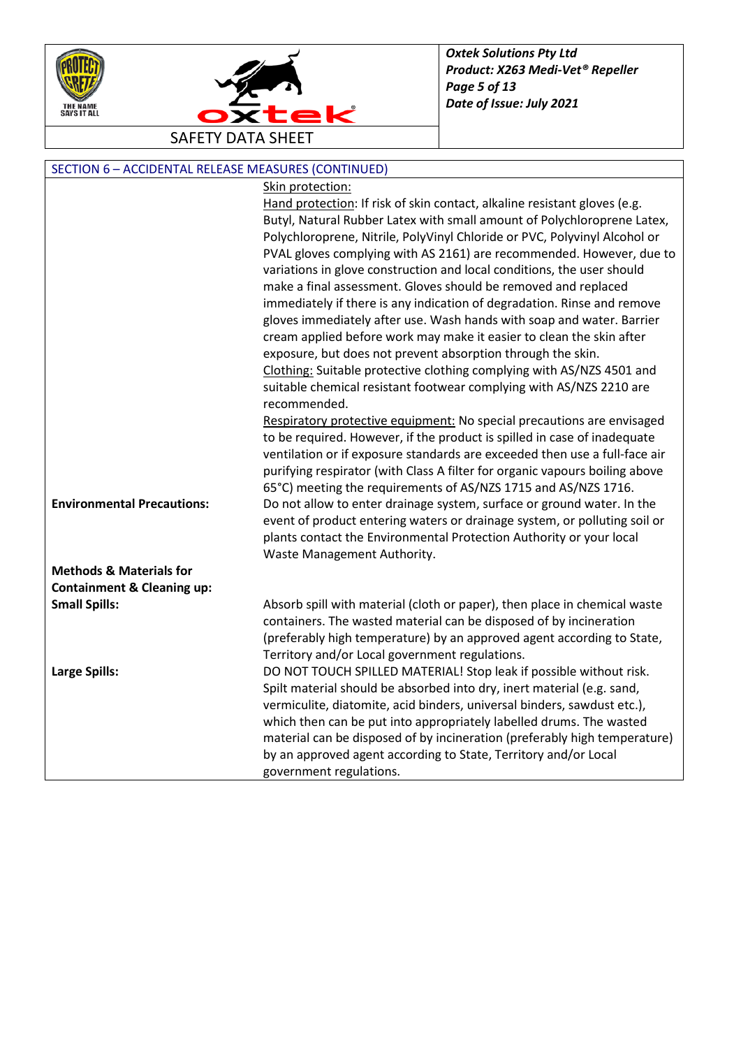## SECTION 6 – ACCIDENTAL RELEASE MEASURES (CONTINUED)

| | |
|---|---|
| | Skin protection:<br>Hand protection: If risk of skin contact, alkaline resistant gloves (e.g. Butyl, Natural Rubber Latex with small amount of Polychloroprene Latex, Polychloroprene, Nitrile, PolyVinyl Chloride or PVC, Polyvinyl Alcohol or PVAL gloves complying with AS 2161) are recommended. However, due to variations in glove construction and local conditions, the user should make a final assessment. Gloves should be removed and replaced immediately if there is any indication of degradation. Rinse and remove gloves immediately after use. Wash hands with soap and water. Barrier cream applied before work may make it easier to clean the skin after exposure, but does not prevent absorption through the skin.<br>Clothing: Suitable protective clothing complying with AS/NZS 4501 and suitable chemical resistant footwear complying with AS/NZS 2210 are recommended.<br>Respiratory protective equipment: No special precautions are envisaged to be required. However, if the product is spilled in case of inadequate ventilation or if exposure standards are exceeded then use a full-face air purifying respirator (with Class A filter for organic vapours boiling above 65°C) meeting the requirements of AS/NZS 1715 and AS/NZS 1716. |
| **Environmental Precautions:** | Do not allow to enter drainage system, surface or ground water. In the event of product entering waters or drainage system, or polluting soil or plants contact the Environmental Protection Authority or your local Waste Management Authority. |
| **Methods & Materials for Containment & Cleaning up:** | |
| **Small Spills:** | Absorb spill with material (cloth or paper), then place in chemical waste containers. The wasted material can be disposed of by incineration (preferably high temperature) by an approved agent according to State, Territory and/or Local government regulations. |
| **Large Spills:** | DO NOT TOUCH SPILLED MATERIAL! Stop leak if possible without risk. Spilt material should be absorbed into dry, inert material (e.g. sand, vermiculite, diatomite, acid binders, universal binders, sawdust etc.), which then can be put into appropriately labelled drums. The wasted material can be disposed of by incineration (preferably high temperature) by an approved agent according to State, Territory and/or Local government regulations. |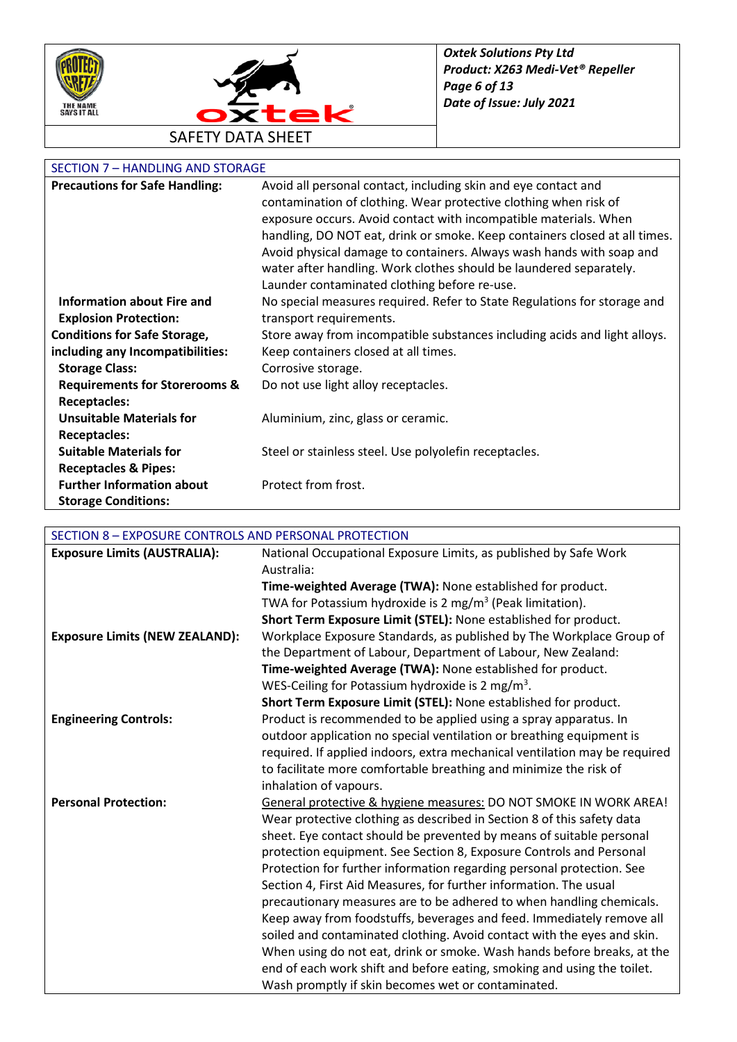## SECTION 7 – HANDLING AND STORAGE

| | |
|---|---|
| **Precautions for Safe Handling:** | Avoid all personal contact, including skin and eye contact and contamination of clothing. Wear protective clothing when risk of exposure occurs. Avoid contact with incompatible materials. When handling, DO NOT eat, drink or smoke. Keep containers closed at all times. Avoid physical damage to containers. Always wash hands with soap and water after handling. Work clothes should be laundered separately. Launder contaminated clothing before re-use. |
| **Information about Fire and Explosion Protection:** | No special measures required. Refer to State Regulations for storage and transport requirements. |
| **Conditions for Safe Storage, including any Incompatibilities:** | Store away from incompatible substances including acids and light alloys. Keep containers closed at all times. |
| **Storage Class:** | Corrosive storage. |
| **Requirements for Storerooms & Receptacles:** | Do not use light alloy receptacles. |
| **Unsuitable Materials for Receptacles:** | Aluminium, zinc, glass or ceramic. |
| **Suitable Materials for Receptacles & Pipes:** | Steel or stainless steel. Use polyolefin receptacles. |
| **Further Information about Storage Conditions:** | Protect from frost. |

## SECTION 8 – EXPOSURE CONTROLS AND PERSONAL PROTECTION

| | |
|---|---|
| **Exposure Limits (AUSTRALIA):** | National Occupational Exposure Limits, as published by Safe Work Australia:<br>**Time-weighted Average (TWA):** None established for product.<br>TWA for Potassium hydroxide is 2 mg/m$^3$ (Peak limitation).<br>**Short Term Exposure Limit (STEL):** None established for product. |
| **Exposure Limits (NEW ZEALAND):** | Workplace Exposure Standards, as published by The Workplace Group of the Department of Labour, Department of Labour, New Zealand:<br>**Time-weighted Average (TWA):** None established for product.<br>WES-Ceiling for Potassium hydroxide is 2 mg/m$^3$.<br>**Short Term Exposure Limit (STEL):** None established for product. |
| **Engineering Controls:** | Product is recommended to be applied using a spray apparatus. In outdoor application no special ventilation or breathing equipment is required. If applied indoors, extra mechanical ventilation may be required to facilitate more comfortable breathing and minimize the risk of inhalation of vapours. |
| **Personal Protection:** | General protective & hygiene measures: DO NOT SMOKE IN WORK AREA! Wear protective clothing as described in Section 8 of this safety data sheet. Eye contact should be prevented by means of suitable personal protection equipment. See Section 8, Exposure Controls and Personal Protection for further information regarding personal protection. See Section 4, First Aid Measures, for further information. The usual precautionary measures are to be adhered to when handling chemicals. Keep away from foodstuffs, beverages and feed. Immediately remove all soiled and contaminated clothing. Avoid contact with the eyes and skin. When using do not eat, drink or smoke. Wash hands before breaks, at the end of each work shift and before eating, smoking and using the toilet. Wash promptly if skin becomes wet or contaminated. |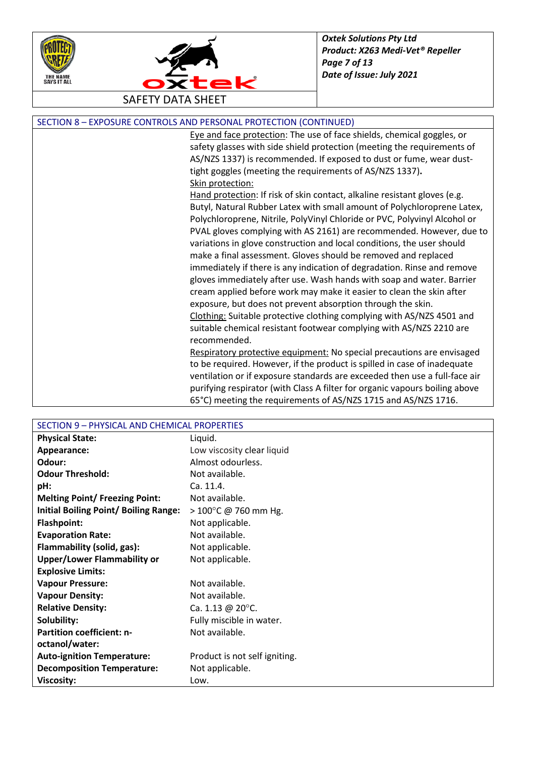## SECTION 8 – EXPOSURE CONTROLS AND PERSONAL PROTECTION (CONTINUED)

Eye and face protection: The use of face shields, chemical goggles, or safety glasses with side shield protection (meeting the requirements of AS/NZS 1337) is recommended. If exposed to dust or fume, wear dust-tight goggles (meeting the requirements of AS/NZS 1337).

Skin protection:

Hand protection: If risk of skin contact, alkaline resistant gloves (e.g. Butyl, Natural Rubber Latex with small amount of Polychloroprene Latex, Polychloroprene, Nitrile, PolyVinyl Chloride or PVC, Polyvinyl Alcohol or PVAL gloves complying with AS 2161) are recommended. However, due to variations in glove construction and local conditions, the user should make a final assessment. Gloves should be removed and replaced immediately if there is any indication of degradation. Rinse and remove gloves immediately after use. Wash hands with soap and water. Barrier cream applied before work may make it easier to clean the skin after exposure, but does not prevent absorption through the skin.

Clothing: Suitable protective clothing complying with AS/NZS 4501 and suitable chemical resistant footwear complying with AS/NZS 2210 are recommended.

Respiratory protective equipment: No special precautions are envisaged to be required. However, if the product is spilled in case of inadequate ventilation or if exposure standards are exceeded then use a full-face air purifying respirator (with Class A filter for organic vapours boiling above 65°C) meeting the requirements of AS/NZS 1715 and AS/NZS 1716.

## SECTION 9 – PHYSICAL AND CHEMICAL PROPERTIES

| | |
|---|---|
| **Physical State:** | Liquid. |
| **Appearance:** | Low viscosity clear liquid |
| **Odour:** | Almost odourless. |
| **Odour Threshold:** | Not available. |
| **pH:** | Ca. 11.4. |
| **Melting Point/ Freezing Point:** | Not available. |
| **Initial Boiling Point/ Boiling Range:** | > 100°C @ 760 mm Hg. |
| **Flashpoint:** | Not applicable. |
| **Evaporation Rate:** | Not available. |
| **Flammability (solid, gas):** | Not applicable. |
| **Upper/Lower Flammability or Explosive Limits:** | Not applicable. |
| **Vapour Pressure:** | Not available. |
| **Vapour Density:** | Not available. |
| **Relative Density:** | Ca. 1.13 @ 20°C. |
| **Solubility:** | Fully miscible in water. |
| **Partition coefficient: n-octanol/water:** | Not available. |
| **Auto-ignition Temperature:** | Product is not self igniting. |
| **Decomposition Temperature:** | Not applicable. |
| **Viscosity:** | Low. |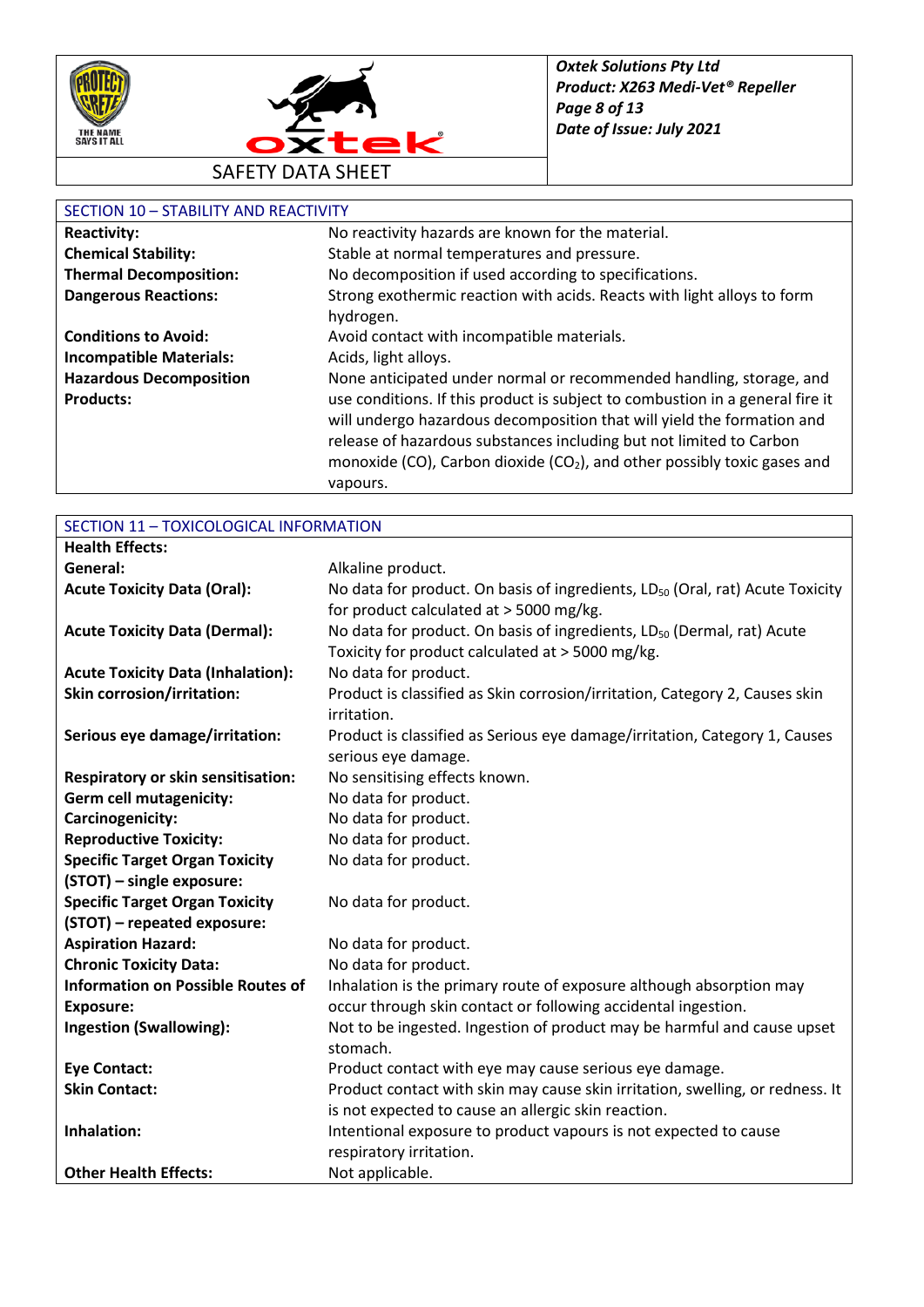## SECTION 10 – STABILITY AND REACTIVITY

| | |
|---|---|
| **Reactivity:** | No reactivity hazards are known for the material. |
| **Chemical Stability:** | Stable at normal temperatures and pressure. |
| **Thermal Decomposition:** | No decomposition if used according to specifications. |
| **Dangerous Reactions:** | Strong exothermic reaction with acids. Reacts with light alloys to form hydrogen. |
| **Conditions to Avoid:** | Avoid contact with incompatible materials. |
| **Incompatible Materials:** | Acids, light alloys. |
| **Hazardous Decomposition Products:** | None anticipated under normal or recommended handling, storage, and use conditions. If this product is subject to combustion in a general fire it will undergo hazardous decomposition that will yield the formation and release of hazardous substances including but not limited to Carbon monoxide (CO), Carbon dioxide ($CO_2$), and other possibly toxic gases and vapours. |

## SECTION 11 – TOXICOLOGICAL INFORMATION

| | |
|---|---|
| **Health Effects:** | |
| **General:** | Alkaline product. |
| **Acute Toxicity Data (Oral):** | No data for product. On basis of ingredients, $LD_{50}$ (Oral, rat) Acute Toxicity for product calculated at > 5000 mg/kg. |
| **Acute Toxicity Data (Dermal):** | No data for product. On basis of ingredients, $LD_{50}$ (Dermal, rat) Acute Toxicity for product calculated at > 5000 mg/kg. |
| **Acute Toxicity Data (Inhalation):** | No data for product. |
| **Skin corrosion/irritation:** | Product is classified as Skin corrosion/irritation, Category 2, Causes skin irritation. |
| **Serious eye damage/irritation:** | Product is classified as Serious eye damage/irritation, Category 1, Causes serious eye damage. |
| **Respiratory or skin sensitisation:** | No sensitising effects known. |
| **Germ cell mutagenicity:** | No data for product. |
| **Carcinogenicity:** | No data for product. |
| **Reproductive Toxicity:** | No data for product. |
| **Specific Target Organ Toxicity (STOT) – single exposure:** | No data for product. |
| **Specific Target Organ Toxicity (STOT) – repeated exposure:** | No data for product. |
| **Aspiration Hazard:** | No data for product. |
| **Chronic Toxicity Data:** | No data for product. |
| **Information on Possible Routes of Exposure:** | Inhalation is the primary route of exposure although absorption may occur through skin contact or following accidental ingestion. |
| **Ingestion (Swallowing):** | Not to be ingested. Ingestion of product may be harmful and cause upset stomach. |
| **Eye Contact:** | Product contact with eye may cause serious eye damage. |
| **Skin Contact:** | Product contact with skin may cause skin irritation, swelling, or redness. It is not expected to cause an allergic skin reaction. |
| **Inhalation:** | Intentional exposure to product vapours is not expected to cause respiratory irritation. |
| **Other Health Effects:** | Not applicable. |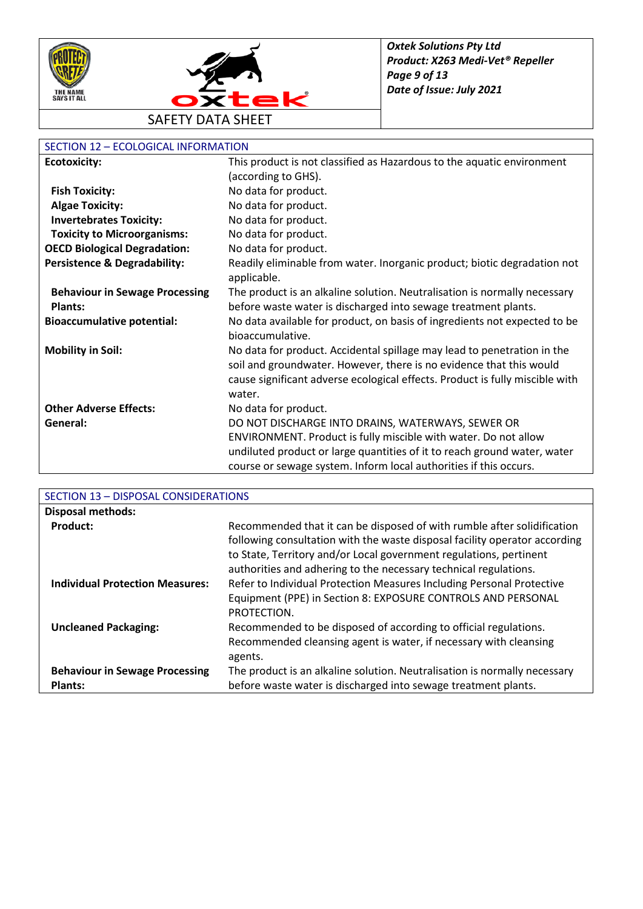## SECTION 12 – ECOLOGICAL INFORMATION

| | |
|---|---|
| **Ecotoxicity:** | This product is not classified as Hazardous to the aquatic environment (according to GHS). |
| **Fish Toxicity:** | No data for product. |
| **Algae Toxicity:** | No data for product. |
| **Invertebrates Toxicity:** | No data for product. |
| **Toxicity to Microorganisms:** | No data for product. |
| **OECD Biological Degradation:** | No data for product. |
| **Persistence & Degradability:** | Readily eliminable from water. Inorganic product; biotic degradation not applicable. |
| **Behaviour in Sewage Processing Plants:** | The product is an alkaline solution. Neutralisation is normally necessary before waste water is discharged into sewage treatment plants. |
| **Bioaccumulative potential:** | No data available for product, on basis of ingredients not expected to be bioaccumulative. |
| **Mobility in Soil:** | No data for product. Accidental spillage may lead to penetration in the soil and groundwater. However, there is no evidence that this would cause significant adverse ecological effects. Product is fully miscible with water. |
| **Other Adverse Effects:** | No data for product. |
| **General:** | DO NOT DISCHARGE INTO DRAINS, WATERWAYS, SEWER OR ENVIRONMENT. Product is fully miscible with water. Do not allow undiluted product or large quantities of it to reach ground water, water course or sewage system. Inform local authorities if this occurs. |

## SECTION 13 – DISPOSAL CONSIDERATIONS

| | |
|---|---|
| **Disposal methods:** | |
| **Product:** | Recommended that it can be disposed of with rumble after solidification following consultation with the waste disposal facility operator according to State, Territory and/or Local government regulations, pertinent authorities and adhering to the necessary technical regulations. |
| **Individual Protection Measures:** | Refer to Individual Protection Measures Including Personal Protective Equipment (PPE) in Section 8: EXPOSURE CONTROLS AND PERSONAL PROTECTION. |
| **Uncleaned Packaging:** | Recommended to be disposed of according to official regulations. Recommended cleansing agent is water, if necessary with cleansing agents. |
| **Behaviour in Sewage Processing Plants:** | The product is an alkaline solution. Neutralisation is normally necessary before waste water is discharged into sewage treatment plants. |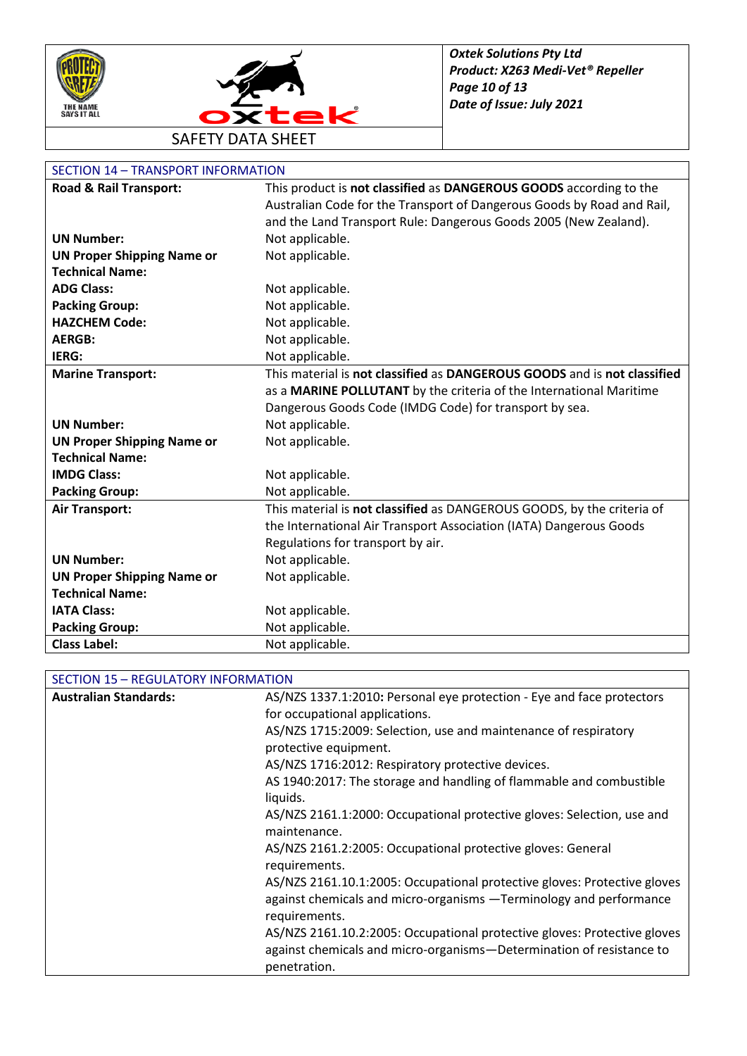## SECTION 14 – TRANSPORT INFORMATION

| | |
|---|---|
| **Road & Rail Transport:** | This product is **not classified** as **DANGEROUS GOODS** according to the Australian Code for the Transport of Dangerous Goods by Road and Rail, and the Land Transport Rule: Dangerous Goods 2005 (New Zealand). |
| **UN Number:** | Not applicable. |
| **UN Proper Shipping Name or Technical Name:** | Not applicable. |
| **ADG Class:** | Not applicable. |
| **Packing Group:** | Not applicable. |
| **HAZCHEM Code:** | Not applicable. |
| **AERGB:** | Not applicable. |
| **IERG:** | Not applicable. |
| **Marine Transport:** | This material is **not classified** as **DANGEROUS GOODS** and is **not classified** as a **MARINE POLLUTANT** by the criteria of the International Maritime Dangerous Goods Code (IMDG Code) for transport by sea. |
| **UN Number:** | Not applicable. |
| **UN Proper Shipping Name or Technical Name:** | Not applicable. |
| **IMDG Class:** | Not applicable. |
| **Packing Group:** | Not applicable. |
| **Air Transport:** | This material is **not classified** as DANGEROUS GOODS, by the criteria of the International Air Transport Association (IATA) Dangerous Goods Regulations for transport by air. |
| **UN Number:** | Not applicable. |
| **UN Proper Shipping Name or Technical Name:** | Not applicable. |
| **IATA Class:** | Not applicable. |
| **Packing Group:** | Not applicable. |
| **Class Label:** | Not applicable. |

## SECTION 15 – REGULATORY INFORMATION

| | |
|---|---|
| **Australian Standards:** | AS/NZS 1337.1:2010**:** Personal eye protection - Eye and face protectors for occupational applications.<br>AS/NZS 1715:2009: Selection, use and maintenance of respiratory protective equipment.<br>AS/NZS 1716:2012: Respiratory protective devices.<br>AS 1940:2017: The storage and handling of flammable and combustible liquids.<br>AS/NZS 2161.1:2000: Occupational protective gloves: Selection, use and maintenance.<br>AS/NZS 2161.2:2005: Occupational protective gloves: General requirements.<br>AS/NZS 2161.10.1:2005: Occupational protective gloves: Protective gloves against chemicals and micro-organisms —Terminology and performance requirements.<br>AS/NZS 2161.10.2:2005: Occupational protective gloves: Protective gloves against chemicals and micro-organisms—Determination of resistance to penetration. |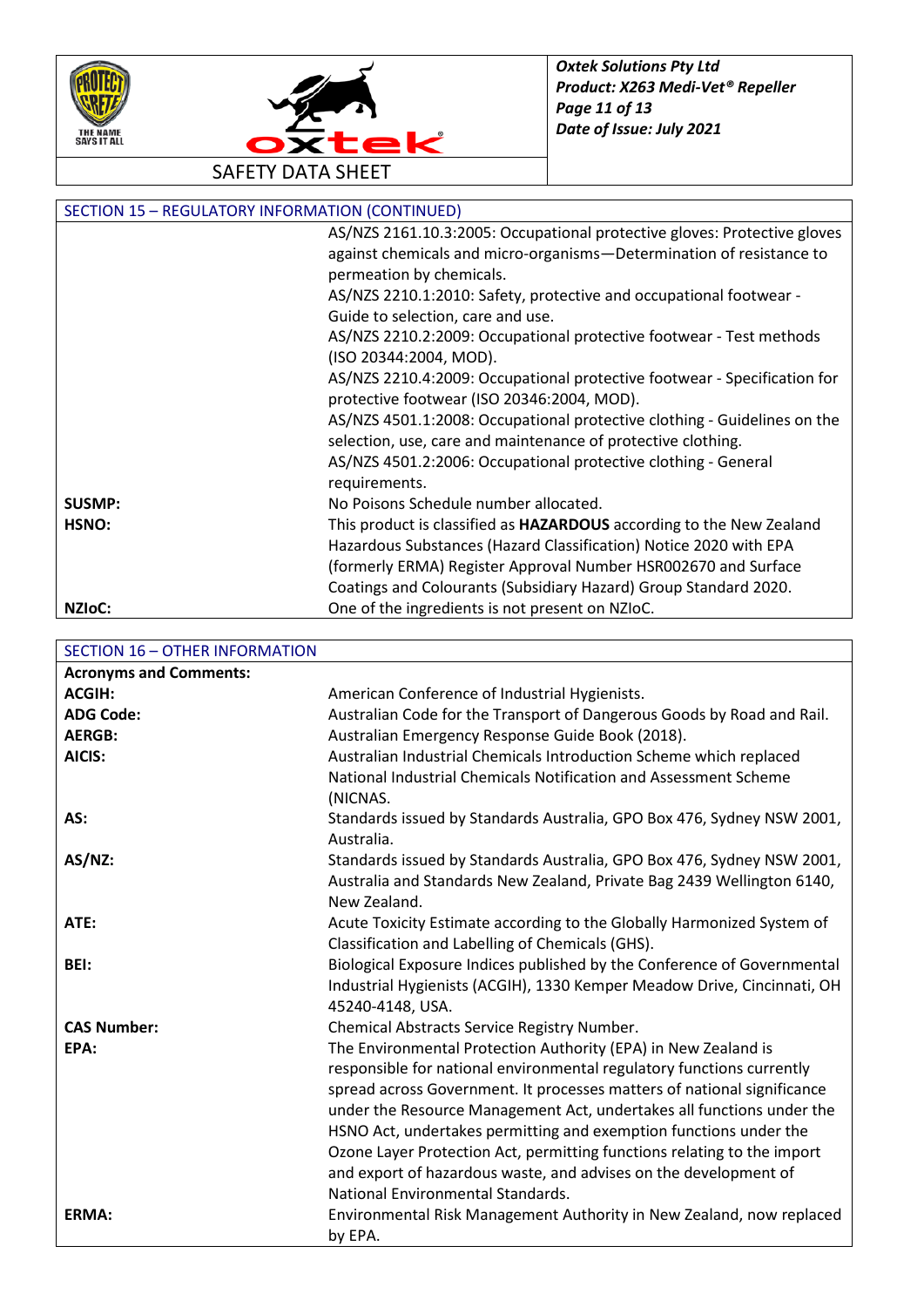## SECTION 15 – REGULATORY INFORMATION (CONTINUED)

| | |
|---|---|
| | AS/NZS 2161.10.3:2005: Occupational protective gloves: Protective gloves against chemicals and micro-organisms—Determination of resistance to permeation by chemicals. |
| | AS/NZS 2210.1:2010: Safety, protective and occupational footwear - Guide to selection, care and use. |
| | AS/NZS 2210.2:2009: Occupational protective footwear - Test methods (ISO 20344:2004, MOD). |
| | AS/NZS 2210.4:2009: Occupational protective footwear - Specification for protective footwear (ISO 20346:2004, MOD). |
| | AS/NZS 4501.1:2008: Occupational protective clothing - Guidelines on the selection, use, care and maintenance of protective clothing. |
| | AS/NZS 4501.2:2006: Occupational protective clothing - General requirements. |
| **SUSMP:** | No Poisons Schedule number allocated. |
| **HSNO:** | This product is classified as **HAZARDOUS** according to the New Zealand Hazardous Substances (Hazard Classification) Notice 2020 with EPA (formerly ERMA) Register Approval Number HSR002670 and Surface Coatings and Colourants (Subsidiary Hazard) Group Standard 2020. |
| **NZIoC:** | One of the ingredients is not present on NZIoC. |

## SECTION 16 – OTHER INFORMATION

**Acronyms and Comments:**

| | |
|---|---|
| **ACGIH:** | American Conference of Industrial Hygienists. |
| **ADG Code:** | Australian Code for the Transport of Dangerous Goods by Road and Rail. |
| **AERGB:** | Australian Emergency Response Guide Book (2018). |
| **AICIS:** | Australian Industrial Chemicals Introduction Scheme which replaced National Industrial Chemicals Notification and Assessment Scheme (NICNAS. |
| **AS:** | Standards issued by Standards Australia, GPO Box 476, Sydney NSW 2001, Australia. |
| **AS/NZ:** | Standards issued by Standards Australia, GPO Box 476, Sydney NSW 2001, Australia and Standards New Zealand, Private Bag 2439 Wellington 6140, New Zealand. |
| **ATE:** | Acute Toxicity Estimate according to the Globally Harmonized System of Classification and Labelling of Chemicals (GHS). |
| **BEI:** | Biological Exposure Indices published by the Conference of Governmental Industrial Hygienists (ACGIH), 1330 Kemper Meadow Drive, Cincinnati, OH 45240-4148, USA. |
| **CAS Number:** | Chemical Abstracts Service Registry Number. |
| **EPA:** | The Environmental Protection Authority (EPA) in New Zealand is responsible for national environmental regulatory functions currently spread across Government. It processes matters of national significance under the Resource Management Act, undertakes all functions under the HSNO Act, undertakes permitting and exemption functions under the Ozone Layer Protection Act, permitting functions relating to the import and export of hazardous waste, and advises on the development of National Environmental Standards. |
| **ERMA:** | Environmental Risk Management Authority in New Zealand, now replaced by EPA. |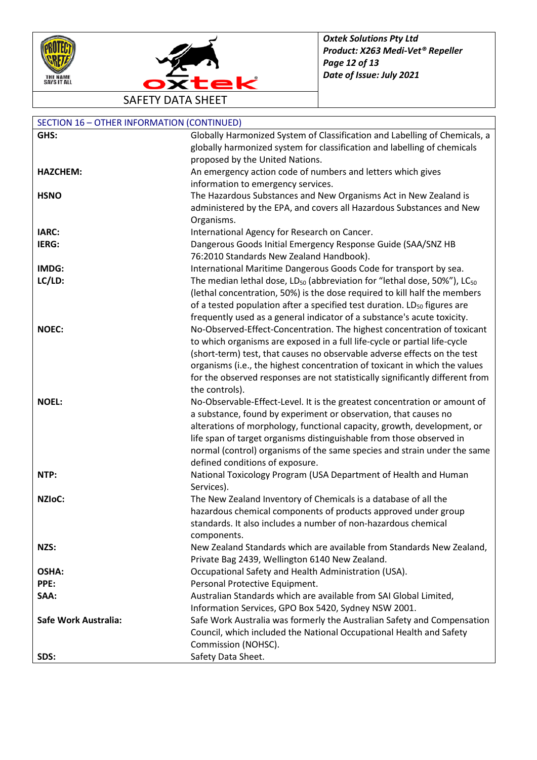## SECTION 16 – OTHER INFORMATION (CONTINUED)

| | |
|---|---|
| **GHS:** | Globally Harmonized System of Classification and Labelling of Chemicals, a globally harmonized system for classification and labelling of chemicals proposed by the United Nations. |
| **HAZCHEM:** | An emergency action code of numbers and letters which gives information to emergency services. |
| **HSNO** | The Hazardous Substances and New Organisms Act in New Zealand is administered by the EPA, and covers all Hazardous Substances and New Organisms. |
| **IARC:** | International Agency for Research on Cancer. |
| **IERG:** | Dangerous Goods Initial Emergency Response Guide (SAA/SNZ HB 76:2010 Standards New Zealand Handbook). |
| **IMDG:** | International Maritime Dangerous Goods Code for transport by sea. |
| **LC/LD:** | The median lethal dose, $LD_{50}$ (abbreviation for "lethal dose, 50%"), $LC_{50}$ (lethal concentration, 50%) is the dose required to kill half the members of a tested population after a specified test duration. $LD_{50}$ figures are frequently used as a general indicator of a substance's acute toxicity. |
| **NOEC:** | No-Observed-Effect-Concentration. The highest concentration of toxicant to which organisms are exposed in a full life-cycle or partial life-cycle (short-term) test, that causes no observable adverse effects on the test organisms (i.e., the highest concentration of toxicant in which the values for the observed responses are not statistically significantly different from the controls). |
| **NOEL:** | No-Observable-Effect-Level. It is the greatest concentration or amount of a substance, found by experiment or observation, that causes no alterations of morphology, functional capacity, growth, development, or life span of target organisms distinguishable from those observed in normal (control) organisms of the same species and strain under the same defined conditions of exposure. |
| **NTP:** | National Toxicology Program (USA Department of Health and Human Services). |
| **NZIoC:** | The New Zealand Inventory of Chemicals is a database of all the hazardous chemical components of products approved under group standards. It also includes a number of non-hazardous chemical components. |
| **NZS:** | New Zealand Standards which are available from Standards New Zealand, Private Bag 2439, Wellington 6140 New Zealand. |
| **OSHA:** | Occupational Safety and Health Administration (USA). |
| **PPE:** | Personal Protective Equipment. |
| **SAA:** | Australian Standards which are available from SAI Global Limited, Information Services, GPO Box 5420, Sydney NSW 2001. |
| **Safe Work Australia:** | Safe Work Australia was formerly the Australian Safety and Compensation Council, which included the National Occupational Health and Safety Commission (NOHSC). |
| **SDS:** | Safety Data Sheet. |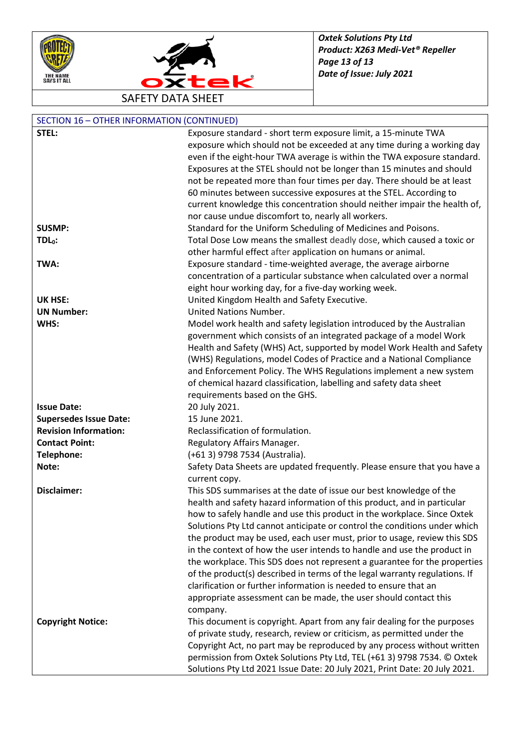## SECTION 16 – OTHER INFORMATION (CONTINUED)

| | |
|---|---|
| **STEL:** | Exposure standard - short term exposure limit, a 15-minute TWA exposure which should not be exceeded at any time during a working day even if the eight-hour TWA average is within the TWA exposure standard. Exposures at the STEL should not be longer than 15 minutes and should not be repeated more than four times per day. There should be at least 60 minutes between successive exposures at the STEL. According to current knowledge this concentration should neither impair the health of, nor cause undue discomfort to, nearly all workers. |
| **SUSMP:** | Standard for the Uniform Scheduling of Medicines and Poisons. |
| **$TDL_0$:** | Total Dose Low means the smallest deadly dose, which caused a toxic or other harmful effect after application on humans or animal. |
| **TWA:** | Exposure standard - time-weighted average, the average airborne concentration of a particular substance when calculated over a normal eight hour working day, for a five-day working week. |
| **UK HSE:** | United Kingdom Health and Safety Executive. |
| **UN Number:** | United Nations Number. |
| **WHS:** | Model work health and safety legislation introduced by the Australian government which consists of an integrated package of a model Work Health and Safety (WHS) Act, supported by model Work Health and Safety (WHS) Regulations, model Codes of Practice and a National Compliance and Enforcement Policy. The WHS Regulations implement a new system of chemical hazard classification, labelling and safety data sheet requirements based on the GHS. |
| **Issue Date:** | 20 July 2021. |
| **Supersedes Issue Date:** | 15 June 2021. |
| **Revision Information:** | Reclassification of formulation. |
| **Contact Point:** | Regulatory Affairs Manager. |
| **Telephone:** | (+61 3) 9798 7534 (Australia). |
| **Note:** | Safety Data Sheets are updated frequently. Please ensure that you have a current copy. |
| **Disclaimer:** | This SDS summarises at the date of issue our best knowledge of the health and safety hazard information of this product, and in particular how to safely handle and use this product in the workplace. Since Oxtek Solutions Pty Ltd cannot anticipate or control the conditions under which the product may be used, each user must, prior to usage, review this SDS in the context of how the user intends to handle and use the product in the workplace. This SDS does not represent a guarantee for the properties of the product(s) described in terms of the legal warranty regulations. If clarification or further information is needed to ensure that an appropriate assessment can be made, the user should contact this company. |
| **Copyright Notice:** | This document is copyright. Apart from any fair dealing for the purposes of private study, research, review or criticism, as permitted under the Copyright Act, no part may be reproduced by any process without written permission from Oxtek Solutions Pty Ltd, TEL (+61 3) 9798 7534. © Oxtek Solutions Pty Ltd 2021 Issue Date: 20 July 2021, Print Date: 20 July 2021. |